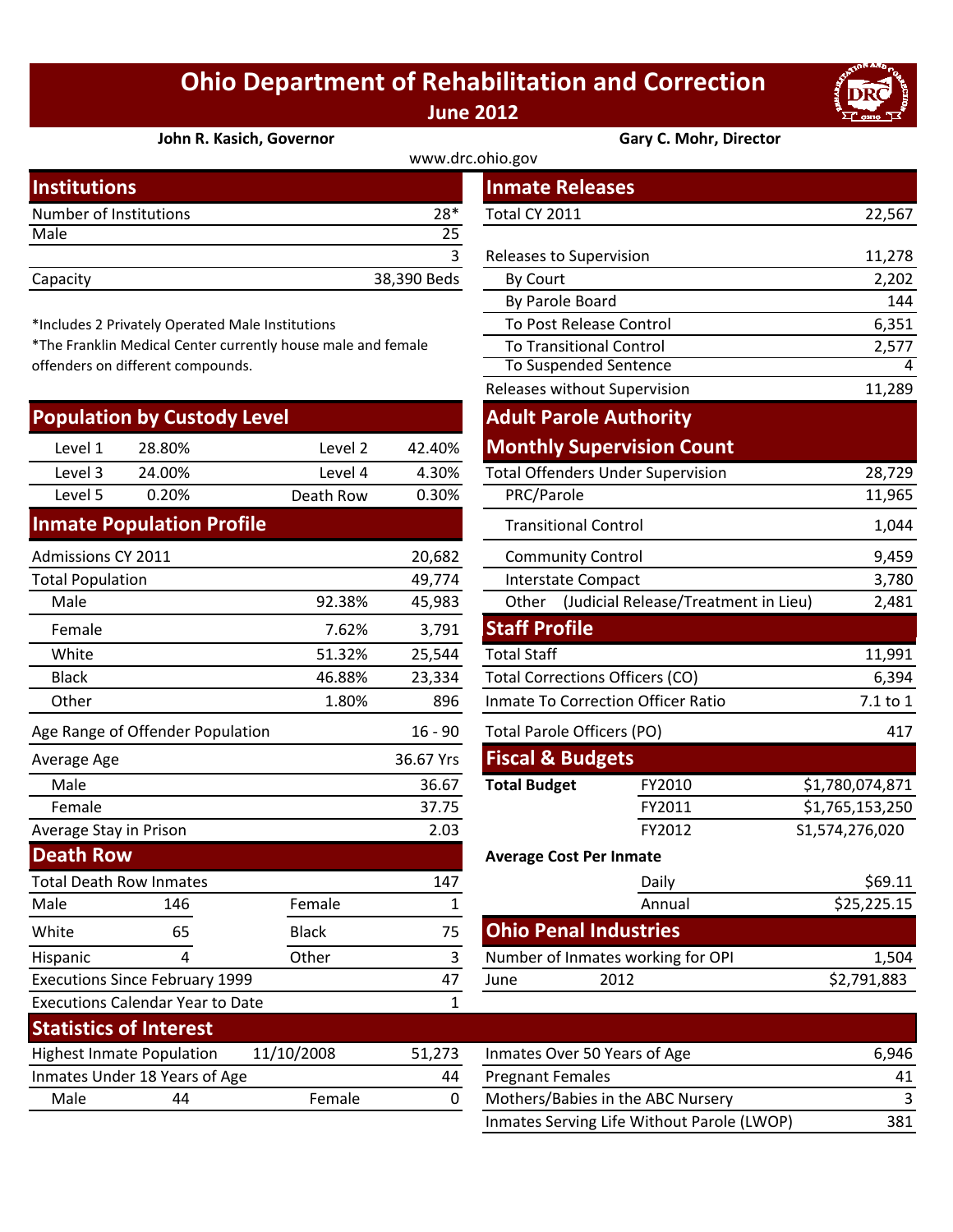# Ohio Department of Rehabilitation and Correction

## June 2012

**John R. Kasich, Governor** | **Gary C. Mohr, Director**

www.drc.ohio.gov

## Institutions

| | |
|---|---|
| Number of Institutions | 28* |
| Male | 25 |
| | 3 |
| Capacity | 38,390 Beds |

*Includes 2 Privately Operated Male Institutions

*The Franklin Medical Center currently house male and female offenders on different compounds.

## Population by Custody Level

| | | | |
|---|---|---|---|
| Level 1 | 28.80% | Level 2 | 42.40% |
| Level 3 | 24.00% | Level 4 | 4.30% |
| Level 5 | 0.20% | Death Row | 0.30% |

## Inmate Population Profile

| | | |
|---|---|---|
| Admissions CY 2011 | | 20,682 |
| Total Population | | 49,774 |
| Male | 92.38% | 45,983 |
| Female | 7.62% | 3,791 |
| White | 51.32% | 25,544 |
| Black | 46.88% | 23,334 |
| Other | 1.80% | 896 |
| Age Range of Offender Population | | 16 - 90 |
| Average Age | | 36.67 Yrs |
| Male | | 36.67 |
| Female | | 37.75 |
| Average Stay in Prison | | 2.03 |

## Death Row

| | | | |
|---|---|---|---|
| Total Death Row Inmates | | | 147 |
| Male | 146 | Female | 1 |
| White | 65 | Black | 75 |
| Hispanic | 4 | Other | 3 |
| Executions Since February 1999 | | | 47 |
| Executions Calendar Year to Date | | | 1 |

## Inmate Releases

| | |
|---|---|
| Total CY 2011 | 22,567 |
| Releases to Supervision | 11,278 |
| By Court | 2,202 |
| By Parole Board | 144 |
| To Post Release Control | 6,351 |
| To Transitional Control | 2,577 |
| To Suspended Sentence | 4 |
| Releases without Supervision | 11,289 |

## Adult Parole Authority Monthly Supervision Count

| | |
|---|---|
| Total Offenders Under Supervision | 28,729 |
| PRC/Parole | 11,965 |
| Transitional Control | 1,044 |
| Community Control | 9,459 |
| Interstate Compact | 3,780 |
| Other (Judicial Release/Treatment in Lieu) | 2,481 |

## Staff Profile

| | |
|---|---|
| Total Staff | 11,991 |
| Total Corrections Officers (CO) | 6,394 |
| Inmate To Correction Officer Ratio | 7.1 to 1 |
| Total Parole Officers (PO) | 417 |

## Fiscal & Budgets

| | | |
|---|---|---|
| **Total Budget** | FY2010 | $1,780,074,871 |
| | FY2011 | $1,765,153,250 |
| | FY2012 | S1,574,276,020 |

**Average Cost Per Inmate**

| | |
|---|---|
| Daily | $69.11 |
| Annual | $25,225.15 |

## Ohio Penal Industries

| | | |
|---|---|---|
| Number of Inmates working for OPI | | 1,504 |
| June | 2012 | $2,791,883 |

## Statistics of Interest

| | | | |
|---|---|---|---|
| Highest Inmate Population | 11/10/2008 | | 51,273 |
| Inmates Under 18 Years of Age | | | 44 |
| Male | 44 | Female | 0 |

| | |
|---|---|
| Inmates Over 50 Years of Age | 6,946 |
| Pregnant Females | 41 |
| Mothers/Babies in the ABC Nursery | 3 |
| Inmates Serving Life Without Parole (LWOP) | 381 |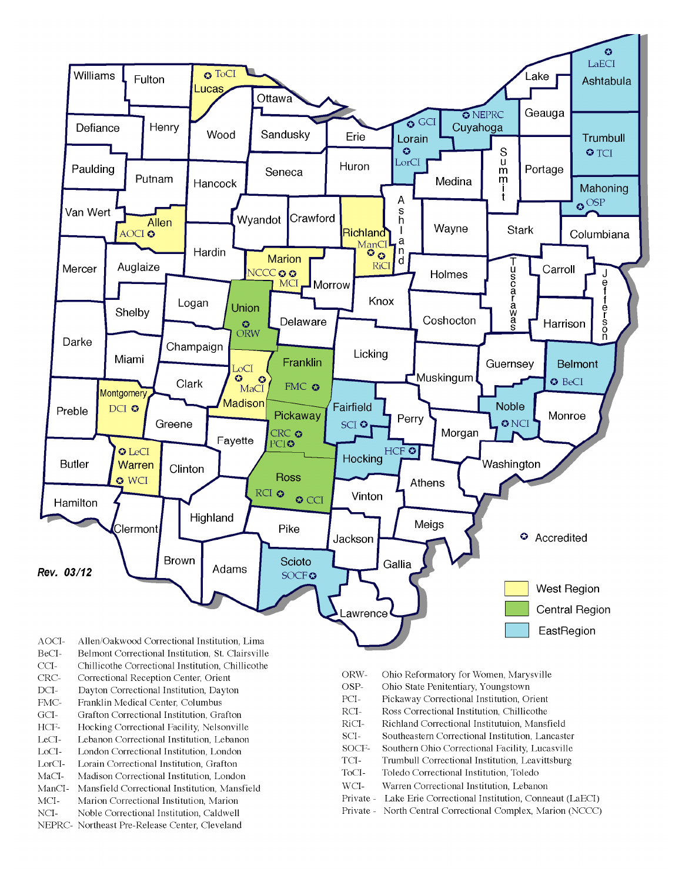Accredited

West Region

Central Region

EastRegion

*Rev. 03/12*

AOCI- Allen/Oakwood Correctional Institution, Lima
BeCI- Belmont Correctional Institution, St. Clairsville
CCI- Chillicothe Correctional Institution, Chillicothe
CRC- Correctional Reception Center, Orient
DCI- Dayton Correctional Institution, Dayton
FMC- Franklin Medical Center, Columbus
GCI- Grafton Correctional Institution, Grafton
HCF- Hocking Correctional Facility, Nelsonville
LeCI- Lebanon Correctional Institution, Lebanon
LoCI- London Correctional Institution, London
LorCI- Lorain Correctional Institution, Grafton
MaCI- Madison Correctional Institution, London
ManCI- Mansfield Correctional Institution, Mansfield
MCI- Marion Correctional Institution, Marion
NCI- Noble Correctional Institution, Caldwell
NEPRC- Northeast Pre-Release Center, Cleveland

ORW- Ohio Reformatory for Women, Marysville
OSP- Ohio State Penitentiary, Youngstown
PCI- Pickaway Correctional Institution, Orient
RCI- Ross Correctional Institution, Chillicothe
RiCI- Richland Correctional Instituttuion, Mansfield
SCI- Southeastern Correctional Institution, Lancaster
SOCF- Southern Ohio Correctional Facility, Lucasville
TCI- Trumbull Correctional Institution, Leavittsburg
ToCI- Toledo Correctional Institution, Toledo
WCI- Warren Correctional Institution, Lebanon
Private - Lake Erie Correctional Institution, Conneaut (LaECI)
Private - North Central Correctional Complex, Marion (NCCC)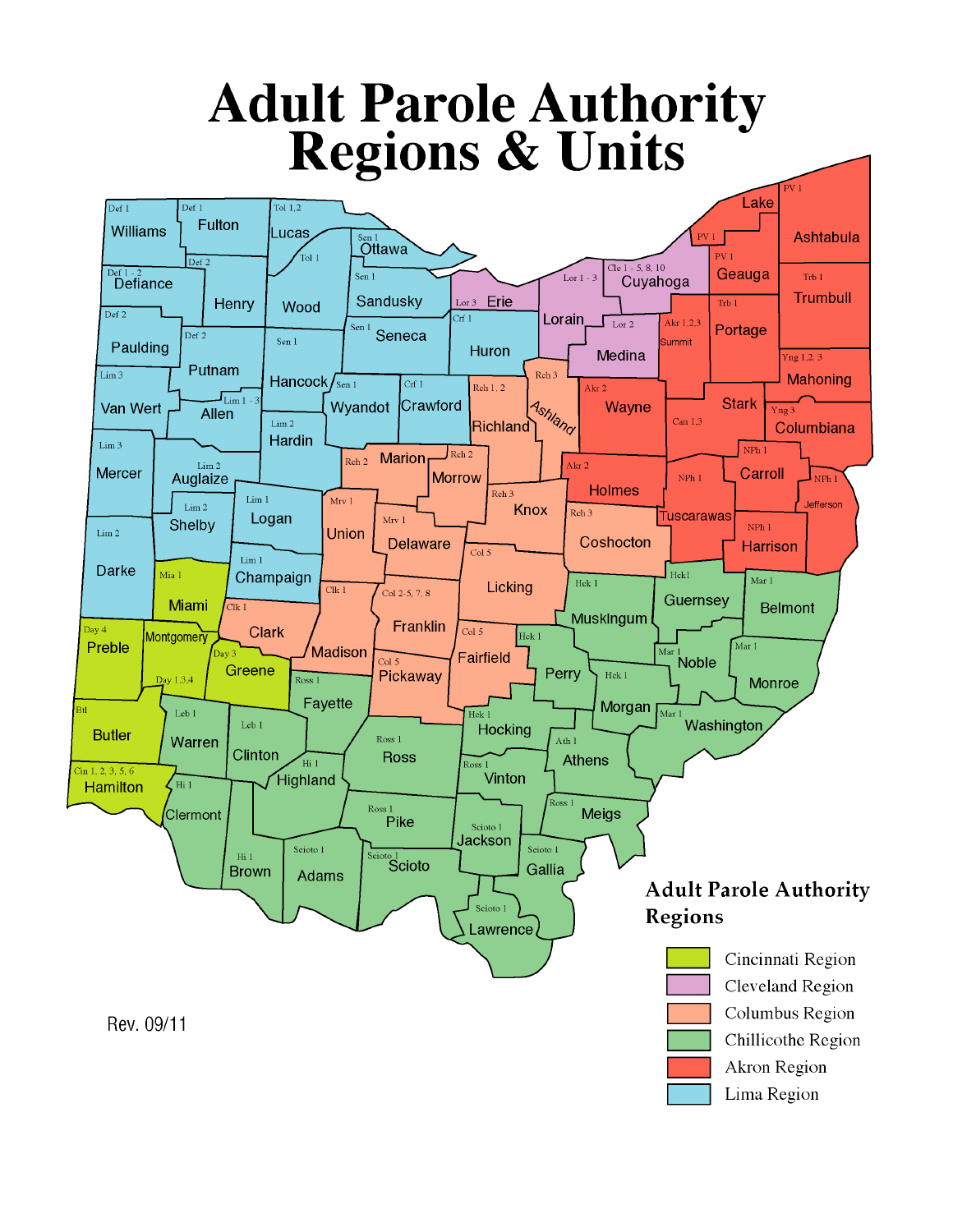# Adult Parole Authority Regions & Units

Def 1
Williams

Def 1
Fulton

Tol 1,2
Lucas

Sen 1
Ottawa

Tol 1
Wood

Def 1 - 2
Defiance

Def 2
Henry

Sen 1
Sandusky

Lor 3
Erie

Lor 1 - 3
Lorain

Cle 1 - 5, 8, 10
Cuyahoga

PV 1
Lake

PV 1
Ashtabula

PV 1
Geauga

Trb 1
Trumbull

Def 2
Paulding

Def 2
Putnam

Sen 1
Hancock

Sen 1
Seneca

Crf 1
Huron

Lor 2
Medina

Akr 1,2,3
Summit

Trb 1
Portage

Yng 1,2, 3
Mahoning

Lim 3
Van Wert

Lim 1 - 3
Allen

Sen 1
Wyandot

Crf 1
Crawford

Rch 1, 2
Richland

Rch 3
Ashland

Akr 2
Wayne

Can 1,3
Stark

Yng 3
Columbiana

Lim 3
Mercer

Lim 2
Auglaize

Lim 2
Hardin

Rch 2
Marion

Rch 2
Morrow

Akr 2
Holmes

NPh 1
Carroll

NPh 1
Jefferson

NPh 1
Tuscarawas

Lim 2
Shelby

Lim 1
Logan

Mrv 1
Union

Mrv 1
Delaware

Rch 3
Knox

Rch 3
Coshocton

NPh 1
Harrison

Lim 2
Darke

Mia 1
Miami

Lim 1
Champaign

Col 5
Licking

Hck 1
Muskingum

Hck1
Guernsey

Mar 1
Belmont

Clk 1
Clark

Clk 1
Madison

Col 2-5, 7, 8
Franklin

Day 4
Preble

Montgomery
Day 1,3,4

Day 3
Greene

Col 5
Fairfield

Hck 1
Perry

Mar 1
Noble

Mar 1
Monroe

Ross 1
Fayette

Col 5
Pickaway

Hck 1
Morgan

Btl
Butler

Leb 1
Warren

Leb 1
Clinton

Hck 1
Hocking

Mar 1
Washington

Ath 1
Athens

Cin 1, 2, 3, 5, 6
Hamilton

Hi 1
Clermont

Hi 1
Highland

Ross 1
Ross

Ross 1
Vinton

Ross 1
Pike

Sciot 1
Jackson

Ross 1
Meigs

Hi 1
Brown

Scioto 1
Adams

Scioto 1
Scioto

Scioto 1
Gallia

Scioto 1
Lawrence

**Adult Parole Authority Regions**

- Cincinnati Region
- Cleveland Region
- Columbus Region
- Chillicothe Region
- Akron Region
- Lima Region

Rev. 09/11